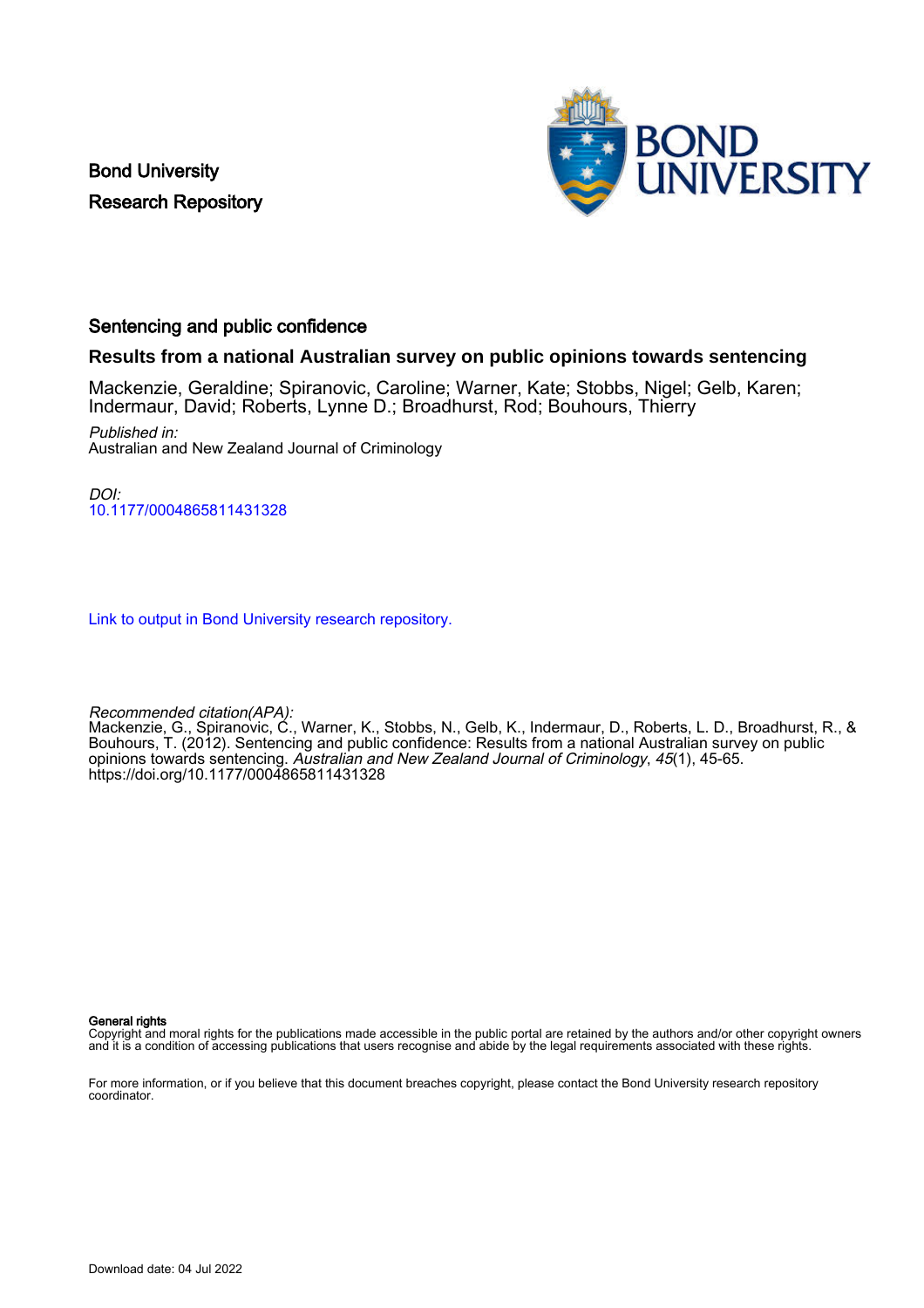Bond University
Research Repository

# Sentencing and public confidence

## Results from a national Australian survey on public opinions towards sentencing

Mackenzie, Geraldine; Spiranovic, Caroline; Warner, Kate; Stobbs, Nigel; Gelb, Karen; Indermaur, David; Roberts, Lynne D.; Broadhurst, Rod; Bouhours, Thierry

*Published in:*
Australian and New Zealand Journal of Criminology

*DOI:*
10.1177/0004865811431328

Link to output in Bond University research repository.

*Recommended citation(APA):*
Mackenzie, G., Spiranovic, C., Warner, K., Stobbs, N., Gelb, K., Indermaur, D., Roberts, L. D., Broadhurst, R., & Bouhours, T. (2012). Sentencing and public confidence: Results from a national Australian survey on public opinions towards sentencing. *Australian and New Zealand Journal of Criminology*, *45*(1), 45-65. https://doi.org/10.1177/0004865811431328

**General rights**
Copyright and moral rights for the publications made accessible in the public portal are retained by the authors and/or other copyright owners and it is a condition of accessing publications that users recognise and abide by the legal requirements associated with these rights.

For more information, or if you believe that this document breaches copyright, please contact the Bond University research repository coordinator.

Download date: 04 Jul 2022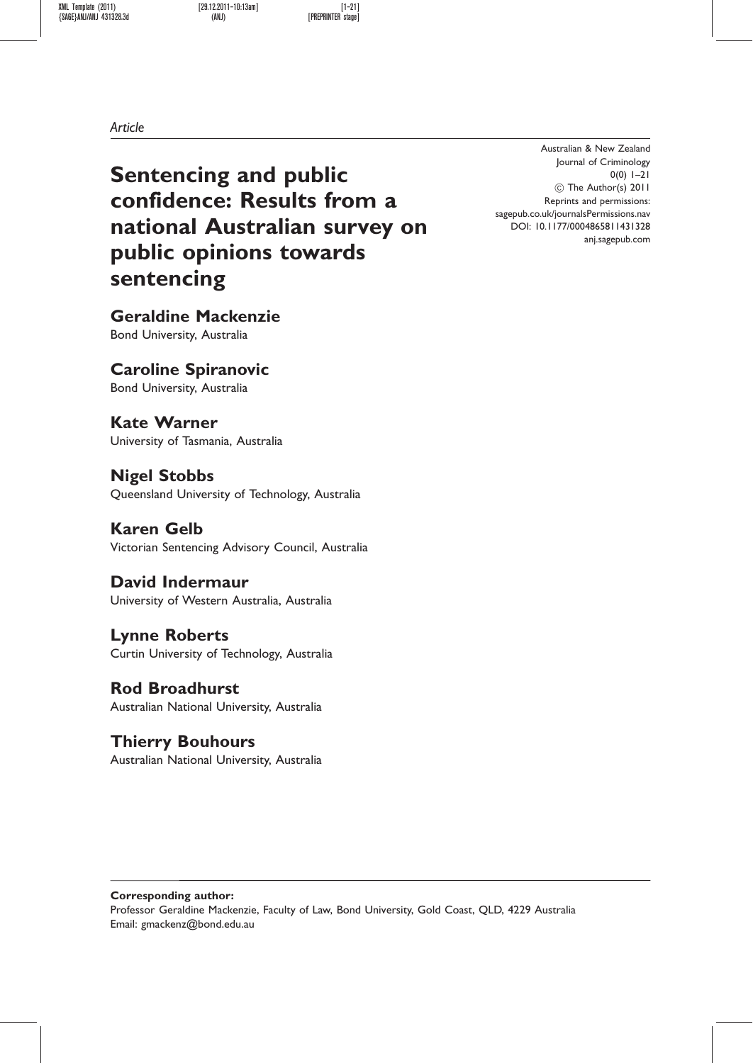*Article*

# Sentencing and public confidence: Results from a national Australian survey on public opinions towards sentencing

Australian & New Zealand Journal of Criminology
0(0) 1–21
© The Author(s) 2011
Reprints and permissions: sagepub.co.uk/journalsPermissions.nav
DOI: 10.1177/0004865811431328
anj.sagepub.com

**Geraldine Mackenzie**
Bond University, Australia

**Caroline Spiranovic**
Bond University, Australia

**Kate Warner**
University of Tasmania, Australia

**Nigel Stobbs**
Queensland University of Technology, Australia

**Karen Gelb**
Victorian Sentencing Advisory Council, Australia

**David Indermaur**
University of Western Australia, Australia

**Lynne Roberts**
Curtin University of Technology, Australia

**Rod Broadhurst**
Australian National University, Australia

**Thierry Bouhours**
Australian National University, Australia

**Corresponding author:**
Professor Geraldine Mackenzie, Faculty of Law, Bond University, Gold Coast, QLD, 4229 Australia
Email: gmackenz@bond.edu.au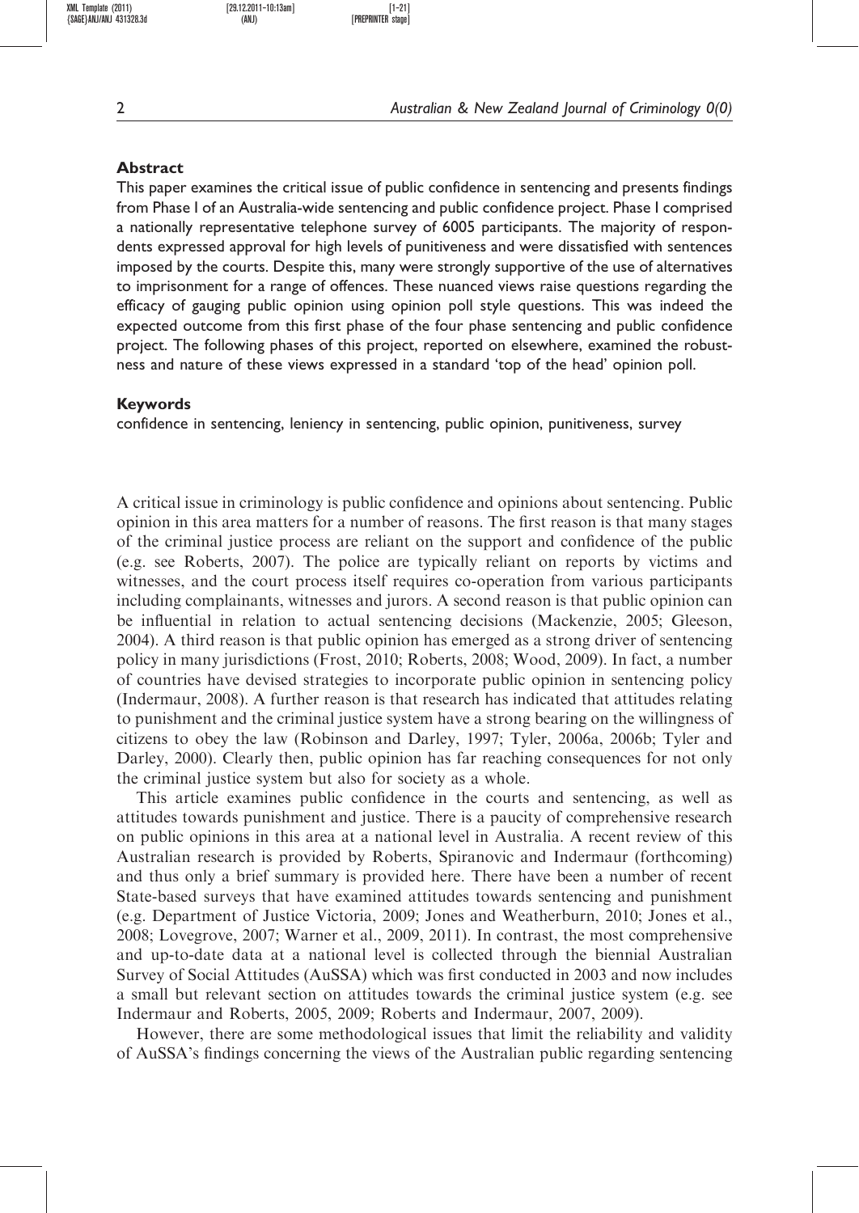## Abstract

This paper examines the critical issue of public confidence in sentencing and presents findings from Phase I of an Australia-wide sentencing and public confidence project. Phase I comprised a nationally representative telephone survey of 6005 participants. The majority of respondents expressed approval for high levels of punitiveness and were dissatisfied with sentences imposed by the courts. Despite this, many were strongly supportive of the use of alternatives to imprisonment for a range of offences. These nuanced views raise questions regarding the efficacy of gauging public opinion using opinion poll style questions. This was indeed the expected outcome from this first phase of the four phase sentencing and public confidence project. The following phases of this project, reported on elsewhere, examined the robustness and nature of these views expressed in a standard 'top of the head' opinion poll.

## Keywords

confidence in sentencing, leniency in sentencing, public opinion, punitiveness, survey

A critical issue in criminology is public confidence and opinions about sentencing. Public opinion in this area matters for a number of reasons. The first reason is that many stages of the criminal justice process are reliant on the support and confidence of the public (e.g. see Roberts, 2007). The police are typically reliant on reports by victims and witnesses, and the court process itself requires co-operation from various participants including complainants, witnesses and jurors. A second reason is that public opinion can be influential in relation to actual sentencing decisions (Mackenzie, 2005; Gleeson, 2004). A third reason is that public opinion has emerged as a strong driver of sentencing policy in many jurisdictions (Frost, 2010; Roberts, 2008; Wood, 2009). In fact, a number of countries have devised strategies to incorporate public opinion in sentencing policy (Indermaur, 2008). A further reason is that research has indicated that attitudes relating to punishment and the criminal justice system have a strong bearing on the willingness of citizens to obey the law (Robinson and Darley, 1997; Tyler, 2006a, 2006b; Tyler and Darley, 2000). Clearly then, public opinion has far reaching consequences for not only the criminal justice system but also for society as a whole.

This article examines public confidence in the courts and sentencing, as well as attitudes towards punishment and justice. There is a paucity of comprehensive research on public opinions in this area at a national level in Australia. A recent review of this Australian research is provided by Roberts, Spiranovic and Indermaur (forthcoming) and thus only a brief summary is provided here. There have been a number of recent State-based surveys that have examined attitudes towards sentencing and punishment (e.g. Department of Justice Victoria, 2009; Jones and Weatherburn, 2010; Jones et al., 2008; Lovegrove, 2007; Warner et al., 2009, 2011). In contrast, the most comprehensive and up-to-date data at a national level is collected through the biennial Australian Survey of Social Attitudes (AuSSA) which was first conducted in 2003 and now includes a small but relevant section on attitudes towards the criminal justice system (e.g. see Indermaur and Roberts, 2005, 2009; Roberts and Indermaur, 2007, 2009).

However, there are some methodological issues that limit the reliability and validity of AuSSA's findings concerning the views of the Australian public regarding sentencing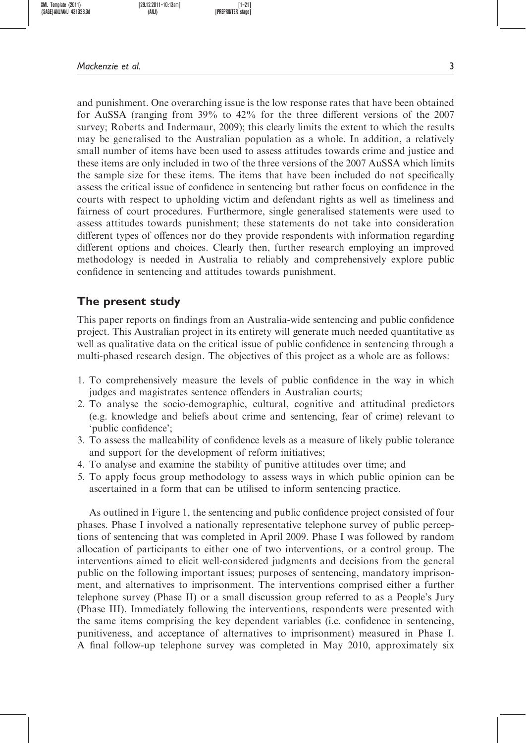and punishment. One overarching issue is the low response rates that have been obtained for AuSSA (ranging from 39% to 42% for the three different versions of the 2007 survey; Roberts and Indermaur, 2009); this clearly limits the extent to which the results may be generalised to the Australian population as a whole. In addition, a relatively small number of items have been used to assess attitudes towards crime and justice and these items are only included in two of the three versions of the 2007 AuSSA which limits the sample size for these items. The items that have been included do not specifically assess the critical issue of confidence in sentencing but rather focus on confidence in the courts with respect to upholding victim and defendant rights as well as timeliness and fairness of court procedures. Furthermore, single generalised statements were used to assess attitudes towards punishment; these statements do not take into consideration different types of offences nor do they provide respondents with information regarding different options and choices. Clearly then, further research employing an improved methodology is needed in Australia to reliably and comprehensively explore public confidence in sentencing and attitudes towards punishment.

## The present study

This paper reports on findings from an Australia-wide sentencing and public confidence project. This Australian project in its entirety will generate much needed quantitative as well as qualitative data on the critical issue of public confidence in sentencing through a multi-phased research design. The objectives of this project as a whole are as follows:

1. To comprehensively measure the levels of public confidence in the way in which judges and magistrates sentence offenders in Australian courts;
2. To analyse the socio-demographic, cultural, cognitive and attitudinal predictors (e.g. knowledge and beliefs about crime and sentencing, fear of crime) relevant to 'public confidence';
3. To assess the malleability of confidence levels as a measure of likely public tolerance and support for the development of reform initiatives;
4. To analyse and examine the stability of punitive attitudes over time; and
5. To apply focus group methodology to assess ways in which public opinion can be ascertained in a form that can be utilised to inform sentencing practice.

As outlined in Figure 1, the sentencing and public confidence project consisted of four phases. Phase I involved a nationally representative telephone survey of public perceptions of sentencing that was completed in April 2009. Phase I was followed by random allocation of participants to either one of two interventions, or a control group. The interventions aimed to elicit well-considered judgments and decisions from the general public on the following important issues; purposes of sentencing, mandatory imprisonment, and alternatives to imprisonment. The interventions comprised either a further telephone survey (Phase II) or a small discussion group referred to as a People's Jury (Phase III). Immediately following the interventions, respondents were presented with the same items comprising the key dependent variables (i.e. confidence in sentencing, punitiveness, and acceptance of alternatives to imprisonment) measured in Phase I. A final follow-up telephone survey was completed in May 2010, approximately six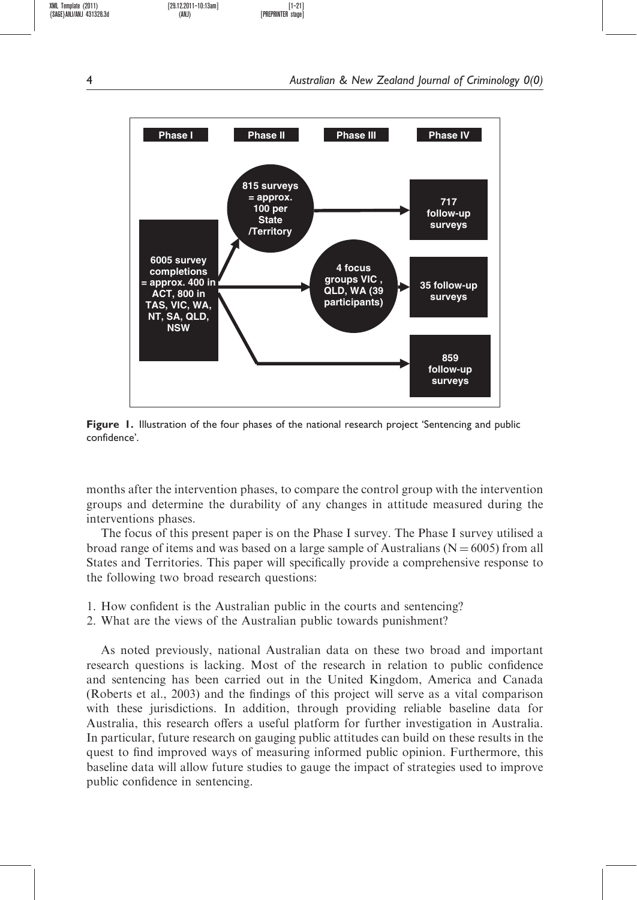Phase I

6005 survey completions = approx. 400 in ACT, 800 in TAS, VIC, WA, NT, SA, QLD, NSW

Phase II

815 surveys = approx. 100 per State /Territory

Phase III

4 focus groups VIC, QLD, WA (39 participants)

Phase IV

717 follow-up surveys

35 follow-up surveys

859 follow-up surveys

**Figure 1.** Illustration of the four phases of the national research project 'Sentencing and public confidence'.

months after the intervention phases, to compare the control group with the intervention groups and determine the durability of any changes in attitude measured during the interventions phases.

The focus of this present paper is on the Phase I survey. The Phase I survey utilised a broad range of items and was based on a large sample of Australians (N = 6005) from all States and Territories. This paper will specifically provide a comprehensive response to the following two broad research questions:

1. How confident is the Australian public in the courts and sentencing?
2. What are the views of the Australian public towards punishment?

As noted previously, national Australian data on these two broad and important research questions is lacking. Most of the research in relation to public confidence and sentencing has been carried out in the United Kingdom, America and Canada (Roberts et al., 2003) and the findings of this project will serve as a vital comparison with these jurisdictions. In addition, through providing reliable baseline data for Australia, this research offers a useful platform for further investigation in Australia. In particular, future research on gauging public attitudes can build on these results in the quest to find improved ways of measuring informed public opinion. Furthermore, this baseline data will allow future studies to gauge the impact of strategies used to improve public confidence in sentencing.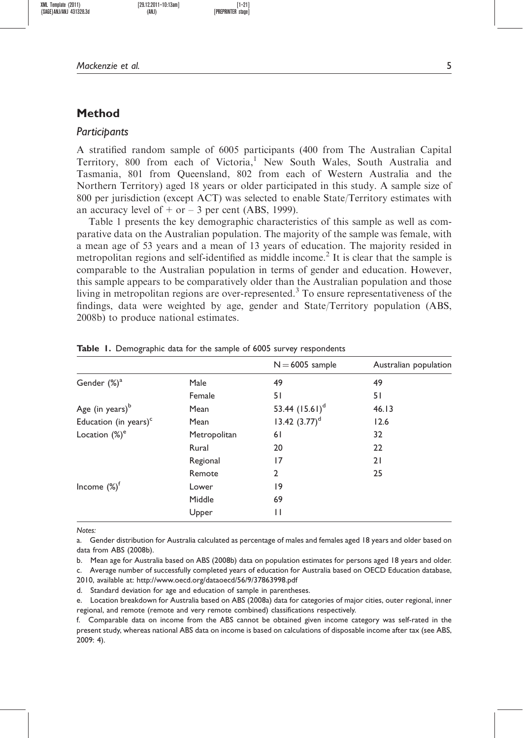## Method

### *Participants*

A stratified random sample of 6005 participants (400 from The Australian Capital Territory, 800 from each of Victoria,[1] New South Wales, South Australia and Tasmania, 801 from Queensland, 802 from each of Western Australia and the Northern Territory) aged 18 years or older participated in this study. A sample size of 800 per jurisdiction (except ACT) was selected to enable State/Territory estimates with an accuracy level of + or – 3 per cent (ABS, 1999).

Table 1 presents the key demographic characteristics of this sample as well as comparative data on the Australian population. The majority of the sample was female, with a mean age of 53 years and a mean of 13 years of education. The majority resided in metropolitan regions and self-identified as middle income.[2] It is clear that the sample is comparable to the Australian population in terms of gender and education. However, this sample appears to be comparatively older than the Australian population and those living in metropolitan regions are over-represented.[3] To ensure representativeness of the findings, data were weighted by age, gender and State/Territory population (ABS, 2008b) to produce national estimates.

**Table 1.** Demographic data for the sample of 6005 survey respondents

| | | N = 6005 sample | Australian population |
|---|---|---|---|
| Gender (%)[a] | Male | 49 | 49 |
| | Female | 51 | 51 |
| Age (in years)[b] | Mean | 53.44 (15.61)[d] | 46.13 |
| Education (in years)[c] | Mean | 13.42 (3.77)[d] | 12.6 |
| Location (%)[e] | Metropolitan | 61 | 32 |
| | Rural | 20 | 22 |
| | Regional | 17 | 21 |
| | Remote | 2 | 25 |
| Income (%)[f] | Lower | 19 | |
| | Middle | 69 | |
| | Upper | 11 | |

*Notes:*

a. Gender distribution for Australia calculated as percentage of males and females aged 18 years and older based on data from ABS (2008b).

b. Mean age for Australia based on ABS (2008b) data on population estimates for persons aged 18 years and older.

c. Average number of successfully completed years of education for Australia based on OECD Education database, 2010, available at: http://www.oecd.org/dataoecd/56/9/37863998.pdf

d. Standard deviation for age and education of sample in parentheses.

e. Location breakdown for Australia based on ABS (2008a) data for categories of major cities, outer regional, inner regional, and remote (remote and very remote combined) classifications respectively.

f. Comparable data on income from the ABS cannot be obtained given income category was self-rated in the present study, whereas national ABS data on income is based on calculations of disposable income after tax (see ABS, 2009: 4).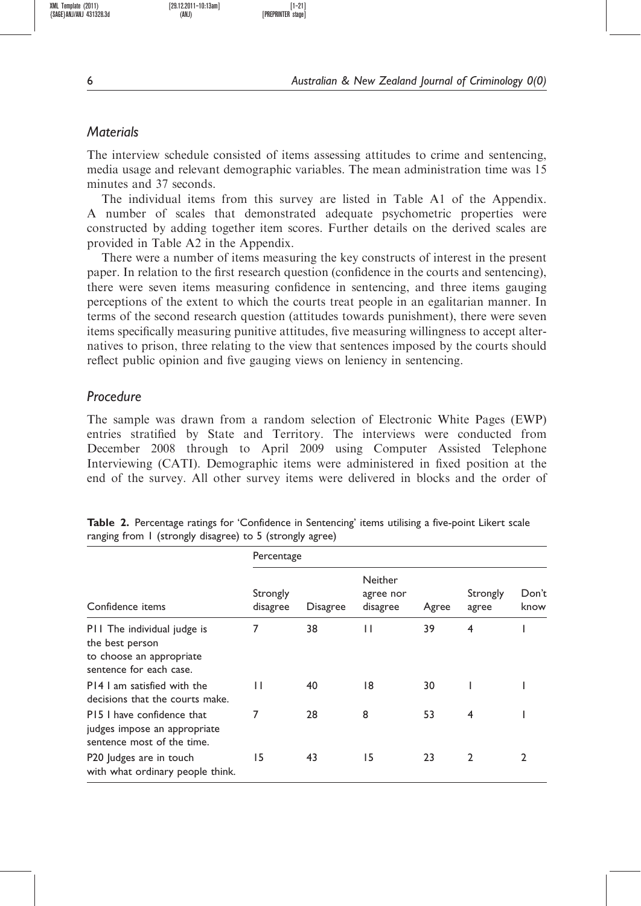### *Materials*

The interview schedule consisted of items assessing attitudes to crime and sentencing, media usage and relevant demographic variables. The mean administration time was 15 minutes and 37 seconds.

The individual items from this survey are listed in Table A1 of the Appendix. A number of scales that demonstrated adequate psychometric properties were constructed by adding together item scores. Further details on the derived scales are provided in Table A2 in the Appendix.

There were a number of items measuring the key constructs of interest in the present paper. In relation to the first research question (confidence in the courts and sentencing), there were seven items measuring confidence in sentencing, and three items gauging perceptions of the extent to which the courts treat people in an egalitarian manner. In terms of the second research question (attitudes towards punishment), there were seven items specifically measuring punitive attitudes, five measuring willingness to accept alternatives to prison, three relating to the view that sentences imposed by the courts should reflect public opinion and five gauging views on leniency in sentencing.

### *Procedure*

The sample was drawn from a random selection of Electronic White Pages (EWP) entries stratified by State and Territory. The interviews were conducted from December 2008 through to April 2009 using Computer Assisted Telephone Interviewing (CATI). Demographic items were administered in fixed position at the end of the survey. All other survey items were delivered in blocks and the order of

**Table 2.** Percentage ratings for 'Confidence in Sentencing' items utilising a five-point Likert scale ranging from 1 (strongly disagree) to 5 (strongly agree)

| | Percentage | | | | | |
|---|---|---|---|---|---|---|
| Confidence items | Strongly disagree | Disagree | Neither agree nor disagree | Agree | Strongly agree | Don't know |
| P11 The individual judge is the best person to choose an appropriate sentence for each case. | 7 | 38 | 11 | 39 | 4 | 1 |
| P14 I am satisfied with the decisions that the courts make. | 11 | 40 | 18 | 30 | 1 | 1 |
| P15 I have confidence that judges impose an appropriate sentence most of the time. | 7 | 28 | 8 | 53 | 4 | 1 |
| P20 Judges are in touch with what ordinary people think. | 15 | 43 | 15 | 23 | 2 | 2 |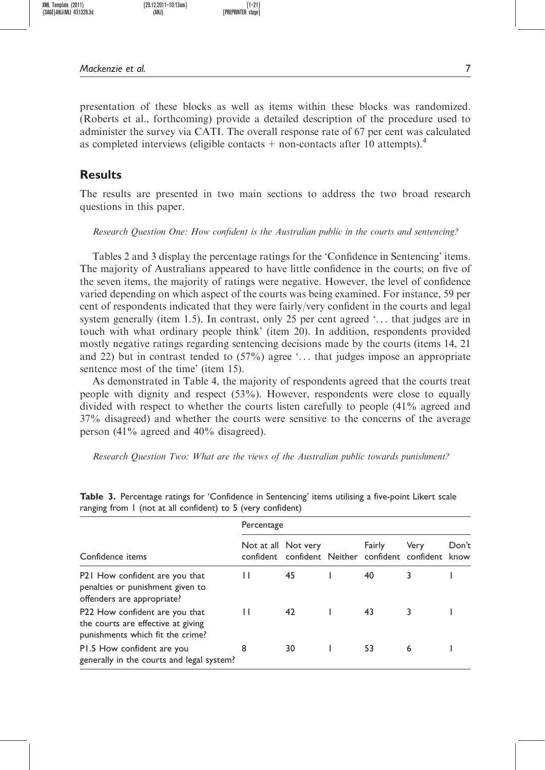presentation of these blocks as well as items within these blocks was randomized. (Roberts et al., forthcoming) provide a detailed description of the procedure used to administer the survey via CATI. The overall response rate of 67 per cent was calculated as completed interviews (eligible contacts + non-contacts after 10 attempts).[4]

## Results

The results are presented in two main sections to address the two broad research questions in this paper.

*Research Question One: How confident is the Australian public in the courts and sentencing?*

Tables 2 and 3 display the percentage ratings for the 'Confidence in Sentencing' items. The majority of Australians appeared to have little confidence in the courts; on five of the seven items, the majority of ratings were negative. However, the level of confidence varied depending on which aspect of the courts was being examined. For instance, 59 per cent of respondents indicated that they were fairly/very confident in the courts and legal system generally (item 1.5). In contrast, only 25 per cent agreed '... that judges are in touch with what ordinary people think' (item 20). In addition, respondents provided mostly negative ratings regarding sentencing decisions made by the courts (items 14, 21 and 22) but in contrast tended to (57%) agree '... that judges impose an appropriate sentence most of the time' (item 15).

As demonstrated in Table 4, the majority of respondents agreed that the courts treat people with dignity and respect (53%). However, respondents were close to equally divided with respect to whether the courts listen carefully to people (41% agreed and 37% disagreed) and whether the courts were sensitive to the concerns of the average person (41% agreed and 40% disagreed).

*Research Question Two: What are the views of the Australian public towards punishment?*

**Table 3.** Percentage ratings for 'Confidence in Sentencing' items utilising a five-point Likert scale ranging from 1 (not at all confident) to 5 (very confident)

| | Percentage | | | | | |
|---|---|---|---|---|---|---|
| Confidence items | Not at all confident | Not very confident | Neither | Fairly confident | Very confident | Don't know |
| P21 How confident are you that penalties or punishment given to offenders are appropriate? | 11 | 45 | 1 | 40 | 3 | 1 |
| P22 How confident are you that the courts are effective at giving punishments which fit the crime? | 11 | 42 | 1 | 43 | 3 | 1 |
| P1.5 How confident are you generally in the courts and legal system? | 8 | 30 | 1 | 53 | 6 | 1 |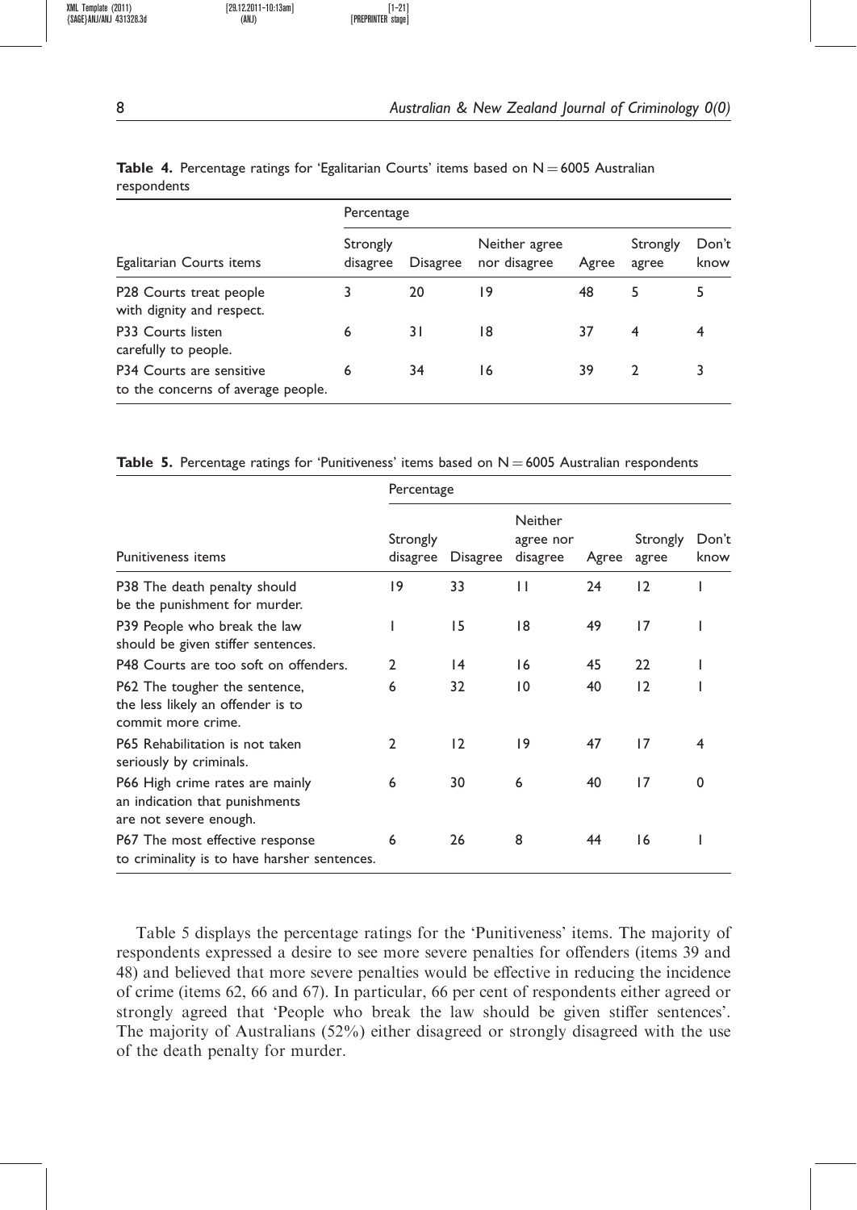**Table 4.** Percentage ratings for 'Egalitarian Courts' items based on N = 6005 Australian respondents

| | Percentage | | | | | |
|---|---|---|---|---|---|---|
| Egalitarian Courts items | Strongly disagree | Disagree | Neither agree nor disagree | Agree | Strongly agree | Don't know |
| P28 Courts treat people with dignity and respect. | 3 | 20 | 19 | 48 | 5 | 5 |
| P33 Courts listen carefully to people. | 6 | 31 | 18 | 37 | 4 | 4 |
| P34 Courts are sensitive to the concerns of average people. | 6 | 34 | 16 | 39 | 2 | 3 |

**Table 5.** Percentage ratings for 'Punitiveness' items based on N = 6005 Australian respondents

| | Percentage | | | | | |
|---|---|---|---|---|---|---|
| Punitiveness items | Strongly disagree | Disagree | Neither agree nor disagree | Agree | Strongly agree | Don't know |
| P38 The death penalty should be the punishment for murder. | 19 | 33 | 11 | 24 | 12 | 1 |
| P39 People who break the law should be given stiffer sentences. | 1 | 15 | 18 | 49 | 17 | 1 |
| P48 Courts are too soft on offenders. | 2 | 14 | 16 | 45 | 22 | 1 |
| P62 The tougher the sentence, the less likely an offender is to commit more crime. | 6 | 32 | 10 | 40 | 12 | 1 |
| P65 Rehabilitation is not taken seriously by criminals. | 2 | 12 | 19 | 47 | 17 | 4 |
| P66 High crime rates are mainly an indication that punishments are not severe enough. | 6 | 30 | 6 | 40 | 17 | 0 |
| P67 The most effective response to criminality is to have harsher sentences. | 6 | 26 | 8 | 44 | 16 | 1 |

Table 5 displays the percentage ratings for the 'Punitiveness' items. The majority of respondents expressed a desire to see more severe penalties for offenders (items 39 and 48) and believed that more severe penalties would be effective in reducing the incidence of crime (items 62, 66 and 67). In particular, 66 per cent of respondents either agreed or strongly agreed that 'People who break the law should be given stiffer sentences'. The majority of Australians (52%) either disagreed or strongly disagreed with the use of the death penalty for murder.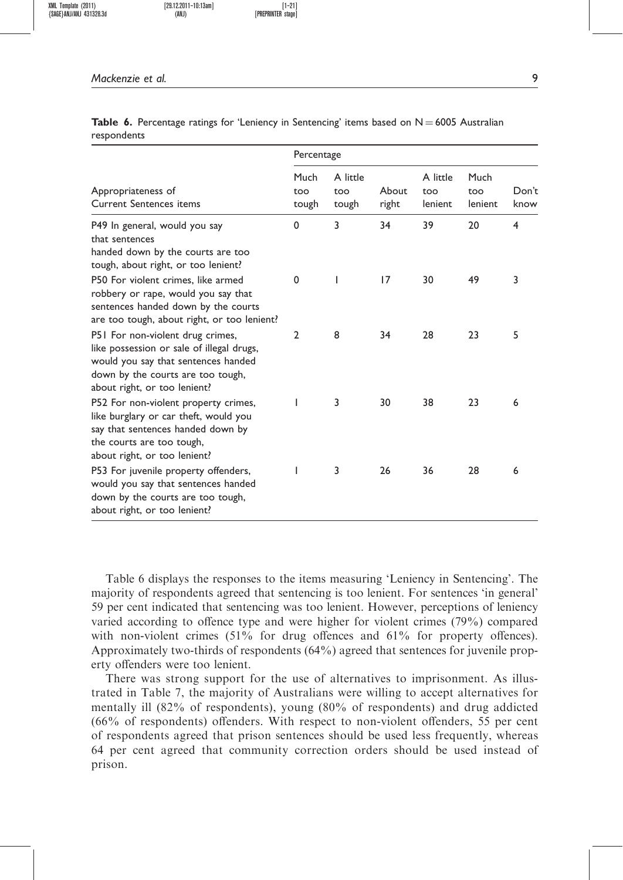**Table 6.** Percentage ratings for 'Leniency in Sentencing' items based on N = 6005 Australian respondents

| Appropriateness of Current Sentences items | Percentage | | | | | |
|---|---|---|---|---|---|---|
| | Much too tough | A little too tough | About right | A little too lenient | Much too lenient | Don't know |
| P49 In general, would you say that sentences handed down by the courts are too tough, about right, or too lenient? | 0 | 3 | 34 | 39 | 20 | 4 |
| P50 For violent crimes, like armed robbery or rape, would you say that sentences handed down by the courts are too tough, about right, or too lenient? | 0 | 1 | 17 | 30 | 49 | 3 |
| P51 For non-violent drug crimes, like possession or sale of illegal drugs, would you say that sentences handed down by the courts are too tough, about right, or too lenient? | 2 | 8 | 34 | 28 | 23 | 5 |
| P52 For non-violent property crimes, like burglary or car theft, would you say that sentences handed down by the courts are too tough, about right, or too lenient? | 1 | 3 | 30 | 38 | 23 | 6 |
| P53 For juvenile property offenders, would you say that sentences handed down by the courts are too tough, about right, or too lenient? | 1 | 3 | 26 | 36 | 28 | 6 |

Table 6 displays the responses to the items measuring 'Leniency in Sentencing'. The majority of respondents agreed that sentencing is too lenient. For sentences 'in general' 59 per cent indicated that sentencing was too lenient. However, perceptions of leniency varied according to offence type and were higher for violent crimes (79%) compared with non-violent crimes (51% for drug offences and 61% for property offences). Approximately two-thirds of respondents (64%) agreed that sentences for juvenile property offenders were too lenient.

There was strong support for the use of alternatives to imprisonment. As illustrated in Table 7, the majority of Australians were willing to accept alternatives for mentally ill (82% of respondents), young (80% of respondents) and drug addicted (66% of respondents) offenders. With respect to non-violent offenders, 55 per cent of respondents agreed that prison sentences should be used less frequently, whereas 64 per cent agreed that community correction orders should be used instead of prison.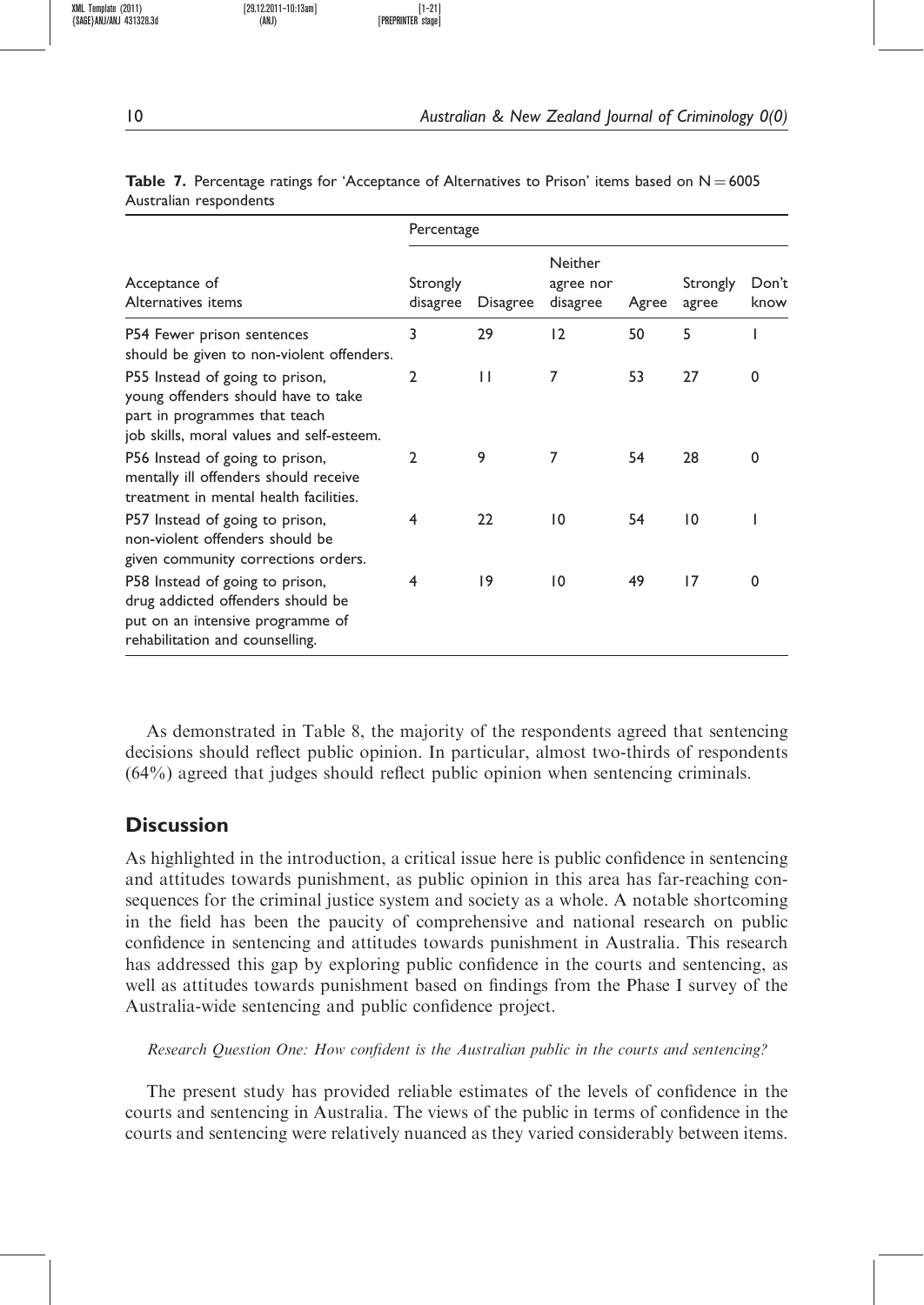**Table 7.** Percentage ratings for 'Acceptance of Alternatives to Prison' items based on N = 6005 Australian respondents

| Acceptance of Alternatives items | Percentage | | | | | |
|---|---|---|---|---|---|---|
| | Strongly disagree | Disagree | Neither agree nor disagree | Agree | Strongly agree | Don't know |
| P54 Fewer prison sentences should be given to non-violent offenders. | 3 | 29 | 12 | 50 | 5 | 1 |
| P55 Instead of going to prison, young offenders should have to take part in programmes that teach job skills, moral values and self-esteem. | 2 | 11 | 7 | 53 | 27 | 0 |
| P56 Instead of going to prison, mentally ill offenders should receive treatment in mental health facilities. | 2 | 9 | 7 | 54 | 28 | 0 |
| P57 Instead of going to prison, non-violent offenders should be given community corrections orders. | 4 | 22 | 10 | 54 | 10 | 1 |
| P58 Instead of going to prison, drug addicted offenders should be put on an intensive programme of rehabilitation and counselling. | 4 | 19 | 10 | 49 | 17 | 0 |

As demonstrated in Table 8, the majority of the respondents agreed that sentencing decisions should reflect public opinion. In particular, almost two-thirds of respondents (64%) agreed that judges should reflect public opinion when sentencing criminals.

## Discussion

As highlighted in the introduction, a critical issue here is public confidence in sentencing and attitudes towards punishment, as public opinion in this area has far-reaching consequences for the criminal justice system and society as a whole. A notable shortcoming in the field has been the paucity of comprehensive and national research on public confidence in sentencing and attitudes towards punishment in Australia. This research has addressed this gap by exploring public confidence in the courts and sentencing, as well as attitudes towards punishment based on findings from the Phase I survey of the Australia-wide sentencing and public confidence project.

*Research Question One: How confident is the Australian public in the courts and sentencing?*

The present study has provided reliable estimates of the levels of confidence in the courts and sentencing in Australia. The views of the public in terms of confidence in the courts and sentencing were relatively nuanced as they varied considerably between items.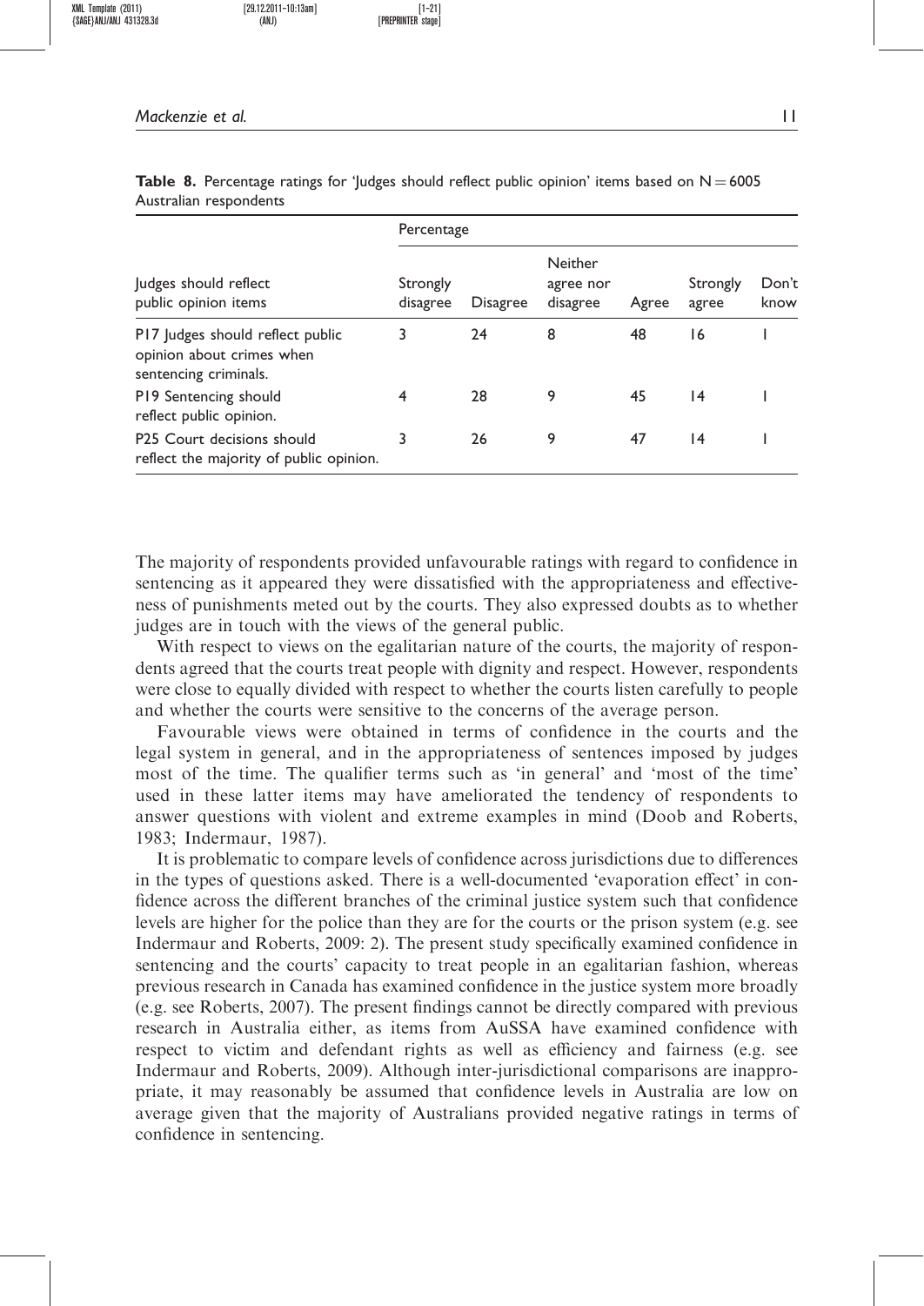**Table 8.** Percentage ratings for 'Judges should reflect public opinion' items based on N = 6005 Australian respondents

| Judges should reflect public opinion items | Percentage | | | | | |
|---|---|---|---|---|---|---|
| | Strongly disagree | Disagree | Neither agree nor disagree | Agree | Strongly agree | Don't know |
| P17 Judges should reflect public opinion about crimes when sentencing criminals. | 3 | 24 | 8 | 48 | 16 | 1 |
| P19 Sentencing should reflect public opinion. | 4 | 28 | 9 | 45 | 14 | 1 |
| P25 Court decisions should reflect the majority of public opinion. | 3 | 26 | 9 | 47 | 14 | 1 |

The majority of respondents provided unfavourable ratings with regard to confidence in sentencing as it appeared they were dissatisfied with the appropriateness and effectiveness of punishments meted out by the courts. They also expressed doubts as to whether judges are in touch with the views of the general public.

With respect to views on the egalitarian nature of the courts, the majority of respondents agreed that the courts treat people with dignity and respect. However, respondents were close to equally divided with respect to whether the courts listen carefully to people and whether the courts were sensitive to the concerns of the average person.

Favourable views were obtained in terms of confidence in the courts and the legal system in general, and in the appropriateness of sentences imposed by judges most of the time. The qualifier terms such as 'in general' and 'most of the time' used in these latter items may have ameliorated the tendency of respondents to answer questions with violent and extreme examples in mind (Doob and Roberts, 1983; Indermaur, 1987).

It is problematic to compare levels of confidence across jurisdictions due to differences in the types of questions asked. There is a well-documented 'evaporation effect' in confidence across the different branches of the criminal justice system such that confidence levels are higher for the police than they are for the courts or the prison system (e.g. see Indermaur and Roberts, 2009: 2). The present study specifically examined confidence in sentencing and the courts' capacity to treat people in an egalitarian fashion, whereas previous research in Canada has examined confidence in the justice system more broadly (e.g. see Roberts, 2007). The present findings cannot be directly compared with previous research in Australia either, as items from AuSSA have examined confidence with respect to victim and defendant rights as well as efficiency and fairness (e.g. see Indermaur and Roberts, 2009). Although inter-jurisdictional comparisons are inappropriate, it may reasonably be assumed that confidence levels in Australia are low on average given that the majority of Australians provided negative ratings in terms of confidence in sentencing.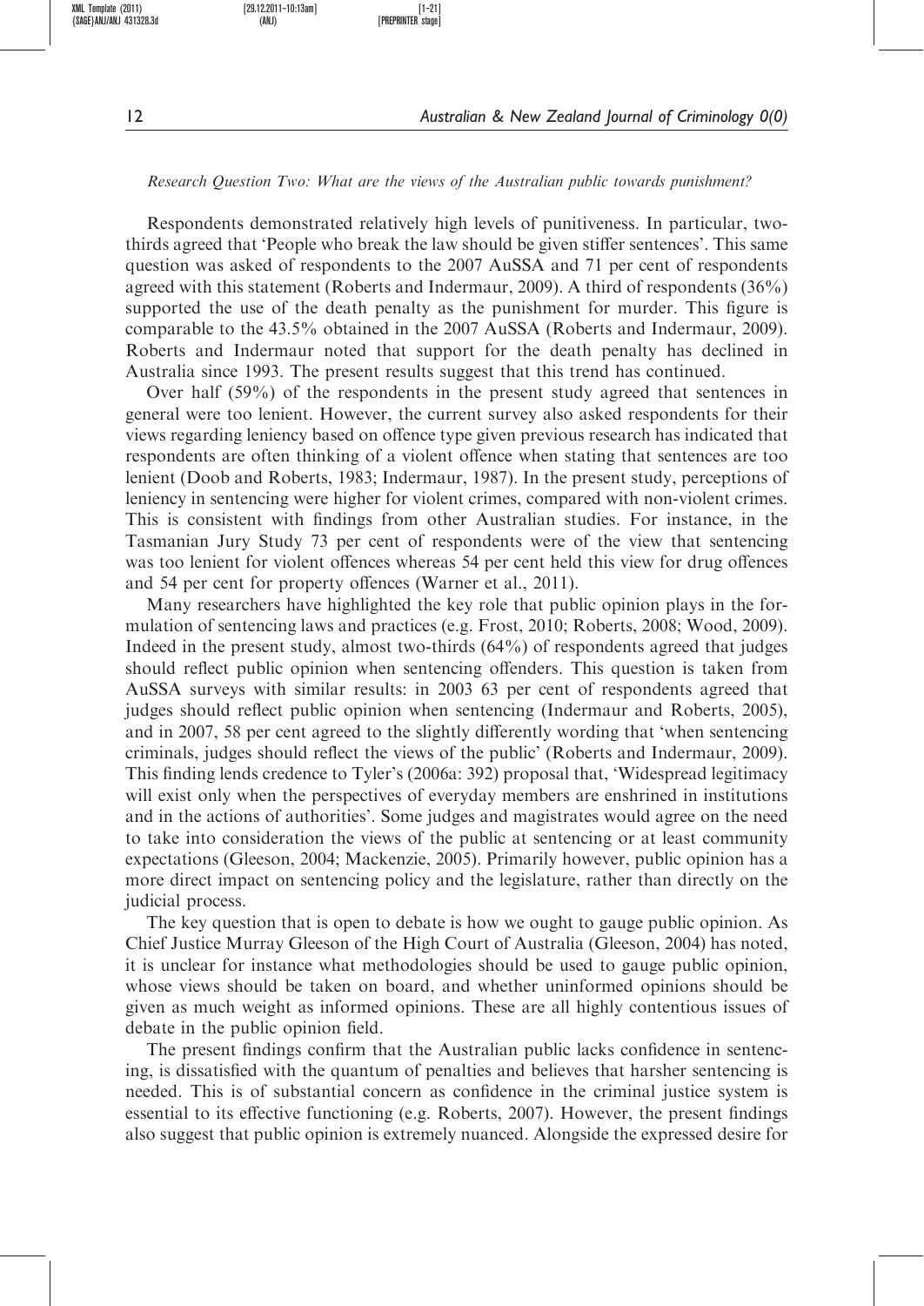*Research Question Two: What are the views of the Australian public towards punishment?*

Respondents demonstrated relatively high levels of punitiveness. In particular, two-thirds agreed that 'People who break the law should be given stiffer sentences'. This same question was asked of respondents to the 2007 AuSSA and 71 per cent of respondents agreed with this statement (Roberts and Indermaur, 2009). A third of respondents (36%) supported the use of the death penalty as the punishment for murder. This figure is comparable to the 43.5% obtained in the 2007 AuSSA (Roberts and Indermaur, 2009). Roberts and Indermaur noted that support for the death penalty has declined in Australia since 1993. The present results suggest that this trend has continued.

Over half (59%) of the respondents in the present study agreed that sentences in general were too lenient. However, the current survey also asked respondents for their views regarding leniency based on offence type given previous research has indicated that respondents are often thinking of a violent offence when stating that sentences are too lenient (Doob and Roberts, 1983; Indermaur, 1987). In the present study, perceptions of leniency in sentencing were higher for violent crimes, compared with non-violent crimes. This is consistent with findings from other Australian studies. For instance, in the Tasmanian Jury Study 73 per cent of respondents were of the view that sentencing was too lenient for violent offences whereas 54 per cent held this view for drug offences and 54 per cent for property offences (Warner et al., 2011).

Many researchers have highlighted the key role that public opinion plays in the formulation of sentencing laws and practices (e.g. Frost, 2010; Roberts, 2008; Wood, 2009). Indeed in the present study, almost two-thirds (64%) of respondents agreed that judges should reflect public opinion when sentencing offenders. This question is taken from AuSSA surveys with similar results: in 2003 63 per cent of respondents agreed that judges should reflect public opinion when sentencing (Indermaur and Roberts, 2005), and in 2007, 58 per cent agreed to the slightly differently wording that 'when sentencing criminals, judges should reflect the views of the public' (Roberts and Indermaur, 2009). This finding lends credence to Tyler's (2006a: 392) proposal that, 'Widespread legitimacy will exist only when the perspectives of everyday members are enshrined in institutions and in the actions of authorities'. Some judges and magistrates would agree on the need to take into consideration the views of the public at sentencing or at least community expectations (Gleeson, 2004; Mackenzie, 2005). Primarily however, public opinion has a more direct impact on sentencing policy and the legislature, rather than directly on the judicial process.

The key question that is open to debate is how we ought to gauge public opinion. As Chief Justice Murray Gleeson of the High Court of Australia (Gleeson, 2004) has noted, it is unclear for instance what methodologies should be used to gauge public opinion, whose views should be taken on board, and whether uninformed opinions should be given as much weight as informed opinions. These are all highly contentious issues of debate in the public opinion field.

The present findings confirm that the Australian public lacks confidence in sentencing, is dissatisfied with the quantum of penalties and believes that harsher sentencing is needed. This is of substantial concern as confidence in the criminal justice system is essential to its effective functioning (e.g. Roberts, 2007). However, the present findings also suggest that public opinion is extremely nuanced. Alongside the expressed desire for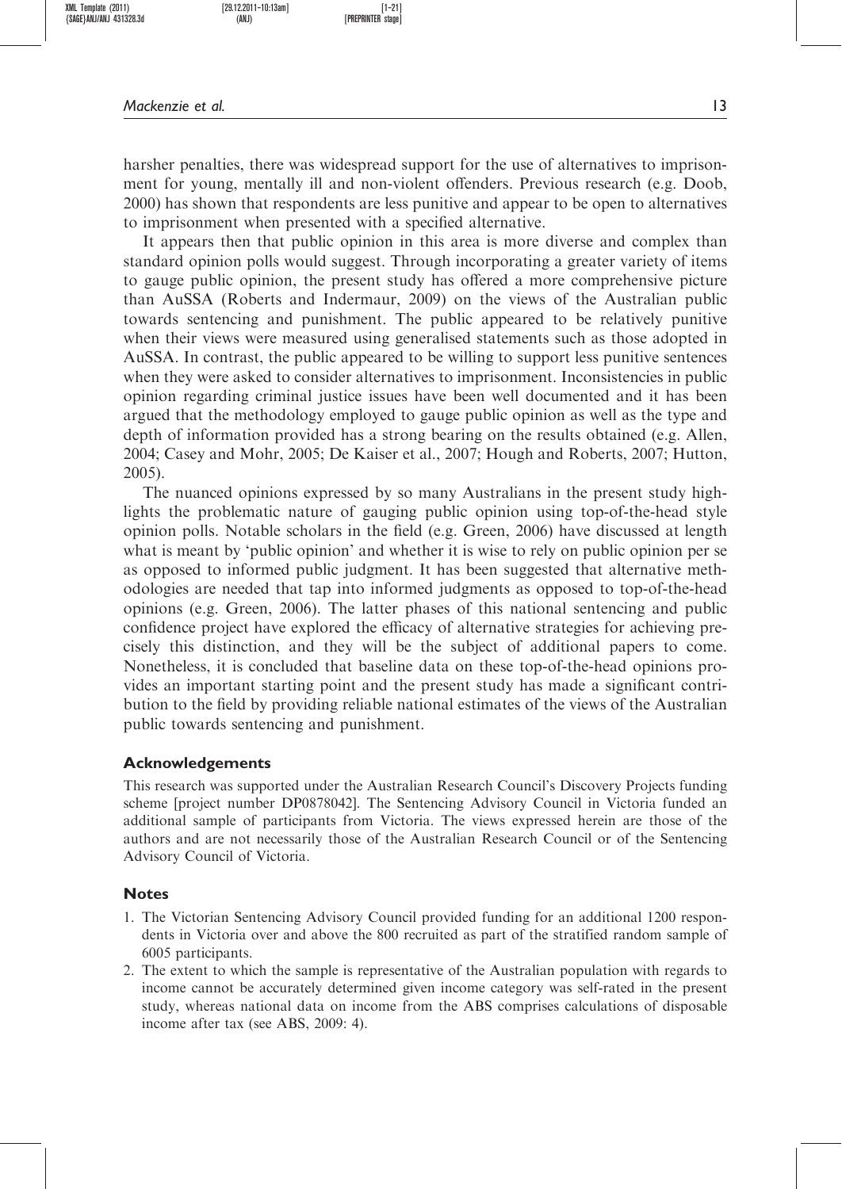harsher penalties, there was widespread support for the use of alternatives to imprisonment for young, mentally ill and non-violent offenders. Previous research (e.g. Doob, 2000) has shown that respondents are less punitive and appear to be open to alternatives to imprisonment when presented with a specified alternative.

It appears then that public opinion in this area is more diverse and complex than standard opinion polls would suggest. Through incorporating a greater variety of items to gauge public opinion, the present study has offered a more comprehensive picture than AuSSA (Roberts and Indermaur, 2009) on the views of the Australian public towards sentencing and punishment. The public appeared to be relatively punitive when their views were measured using generalised statements such as those adopted in AuSSA. In contrast, the public appeared to be willing to support less punitive sentences when they were asked to consider alternatives to imprisonment. Inconsistencies in public opinion regarding criminal justice issues have been well documented and it has been argued that the methodology employed to gauge public opinion as well as the type and depth of information provided has a strong bearing on the results obtained (e.g. Allen, 2004; Casey and Mohr, 2005; De Kaiser et al., 2007; Hough and Roberts, 2007; Hutton, 2005).

The nuanced opinions expressed by so many Australians in the present study highlights the problematic nature of gauging public opinion using top-of-the-head style opinion polls. Notable scholars in the field (e.g. Green, 2006) have discussed at length what is meant by 'public opinion' and whether it is wise to rely on public opinion per se as opposed to informed public judgment. It has been suggested that alternative methodologies are needed that tap into informed judgments as opposed to top-of-the-head opinions (e.g. Green, 2006). The latter phases of this national sentencing and public confidence project have explored the efficacy of alternative strategies for achieving precisely this distinction, and they will be the subject of additional papers to come. Nonetheless, it is concluded that baseline data on these top-of-the-head opinions provides an important starting point and the present study has made a significant contribution to the field by providing reliable national estimates of the views of the Australian public towards sentencing and punishment.

## Acknowledgements

This research was supported under the Australian Research Council's Discovery Projects funding scheme [project number DP0878042]. The Sentencing Advisory Council in Victoria funded an additional sample of participants from Victoria. The views expressed herein are those of the authors and are not necessarily those of the Australian Research Council or of the Sentencing Advisory Council of Victoria.

## Notes

1. The Victorian Sentencing Advisory Council provided funding for an additional 1200 respondents in Victoria over and above the 800 recruited as part of the stratified random sample of 6005 participants.
2. The extent to which the sample is representative of the Australian population with regards to income cannot be accurately determined given income category was self-rated in the present study, whereas national data on income from the ABS comprises calculations of disposable income after tax (see ABS, 2009: 4).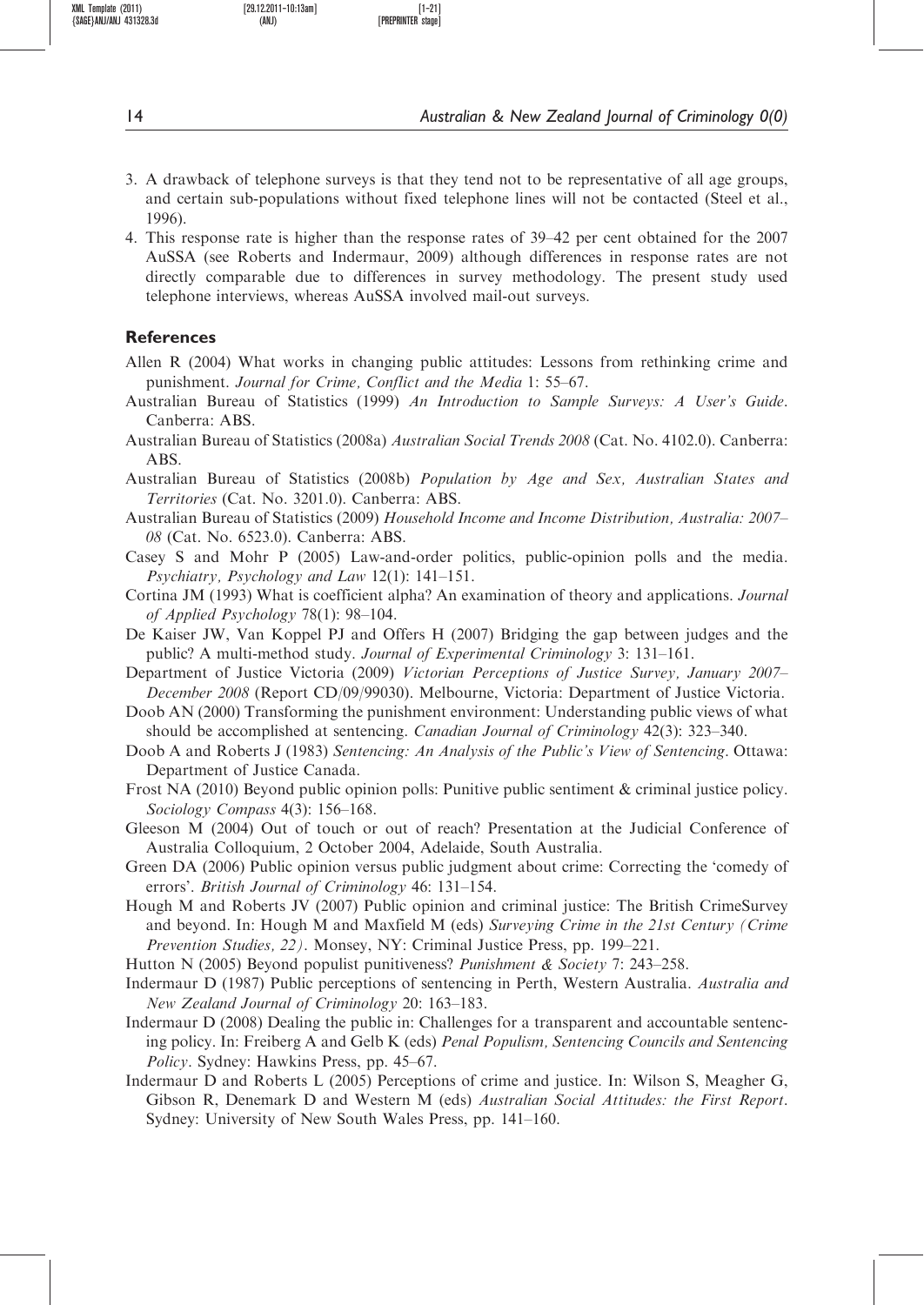3. A drawback of telephone surveys is that they tend not to be representative of all age groups, and certain sub-populations without fixed telephone lines will not be contacted (Steel et al., 1996).
4. This response rate is higher than the response rates of 39–42 per cent obtained for the 2007 AuSSA (see Roberts and Indermaur, 2009) although differences in response rates are not directly comparable due to differences in survey methodology. The present study used telephone interviews, whereas AuSSA involved mail-out surveys.

## References

Allen R (2004) What works in changing public attitudes: Lessons from rethinking crime and punishment. *Journal for Crime, Conflict and the Media* 1: 55–67.

Australian Bureau of Statistics (1999) *An Introduction to Sample Surveys: A User's Guide*. Canberra: ABS.

Australian Bureau of Statistics (2008a) *Australian Social Trends 2008* (Cat. No. 4102.0). Canberra: ABS.

Australian Bureau of Statistics (2008b) *Population by Age and Sex, Australian States and Territories* (Cat. No. 3201.0). Canberra: ABS.

Australian Bureau of Statistics (2009) *Household Income and Income Distribution, Australia: 2007–08* (Cat. No. 6523.0). Canberra: ABS.

Casey S and Mohr P (2005) Law-and-order politics, public-opinion polls and the media. *Psychiatry, Psychology and Law* 12(1): 141–151.

Cortina JM (1993) What is coefficient alpha? An examination of theory and applications. *Journal of Applied Psychology* 78(1): 98–104.

De Kaiser JW, Van Koppel PJ and Offers H (2007) Bridging the gap between judges and the public? A multi-method study. *Journal of Experimental Criminology* 3: 131–161.

Department of Justice Victoria (2009) *Victorian Perceptions of Justice Survey, January 2007–December 2008* (Report CD/09/99030). Melbourne, Victoria: Department of Justice Victoria.

Doob AN (2000) Transforming the punishment environment: Understanding public views of what should be accomplished at sentencing. *Canadian Journal of Criminology* 42(3): 323–340.

Doob A and Roberts J (1983) *Sentencing: An Analysis of the Public's View of Sentencing*. Ottawa: Department of Justice Canada.

Frost NA (2010) Beyond public opinion polls: Punitive public sentiment & criminal justice policy. *Sociology Compass* 4(3): 156–168.

Gleeson M (2004) Out of touch or out of reach? Presentation at the Judicial Conference of Australia Colloquium, 2 October 2004, Adelaide, South Australia.

Green DA (2006) Public opinion versus public judgment about crime: Correcting the 'comedy of errors'. *British Journal of Criminology* 46: 131–154.

Hough M and Roberts JV (2007) Public opinion and criminal justice: The British CrimeSurvey and beyond. In: Hough M and Maxfield M (eds) *Surveying Crime in the 21st Century (Crime Prevention Studies, 22)*. Monsey, NY: Criminal Justice Press, pp. 199–221.

Hutton N (2005) Beyond populist punitiveness? *Punishment & Society* 7: 243–258.

Indermaur D (1987) Public perceptions of sentencing in Perth, Western Australia. *Australia and New Zealand Journal of Criminology* 20: 163–183.

Indermaur D (2008) Dealing the public in: Challenges for a transparent and accountable sentencing policy. In: Freiberg A and Gelb K (eds) *Penal Populism, Sentencing Councils and Sentencing Policy*. Sydney: Hawkins Press, pp. 45–67.

Indermaur D and Roberts L (2005) Perceptions of crime and justice. In: Wilson S, Meagher G, Gibson R, Denemark D and Western M (eds) *Australian Social Attitudes: the First Report*. Sydney: University of New South Wales Press, pp. 141–160.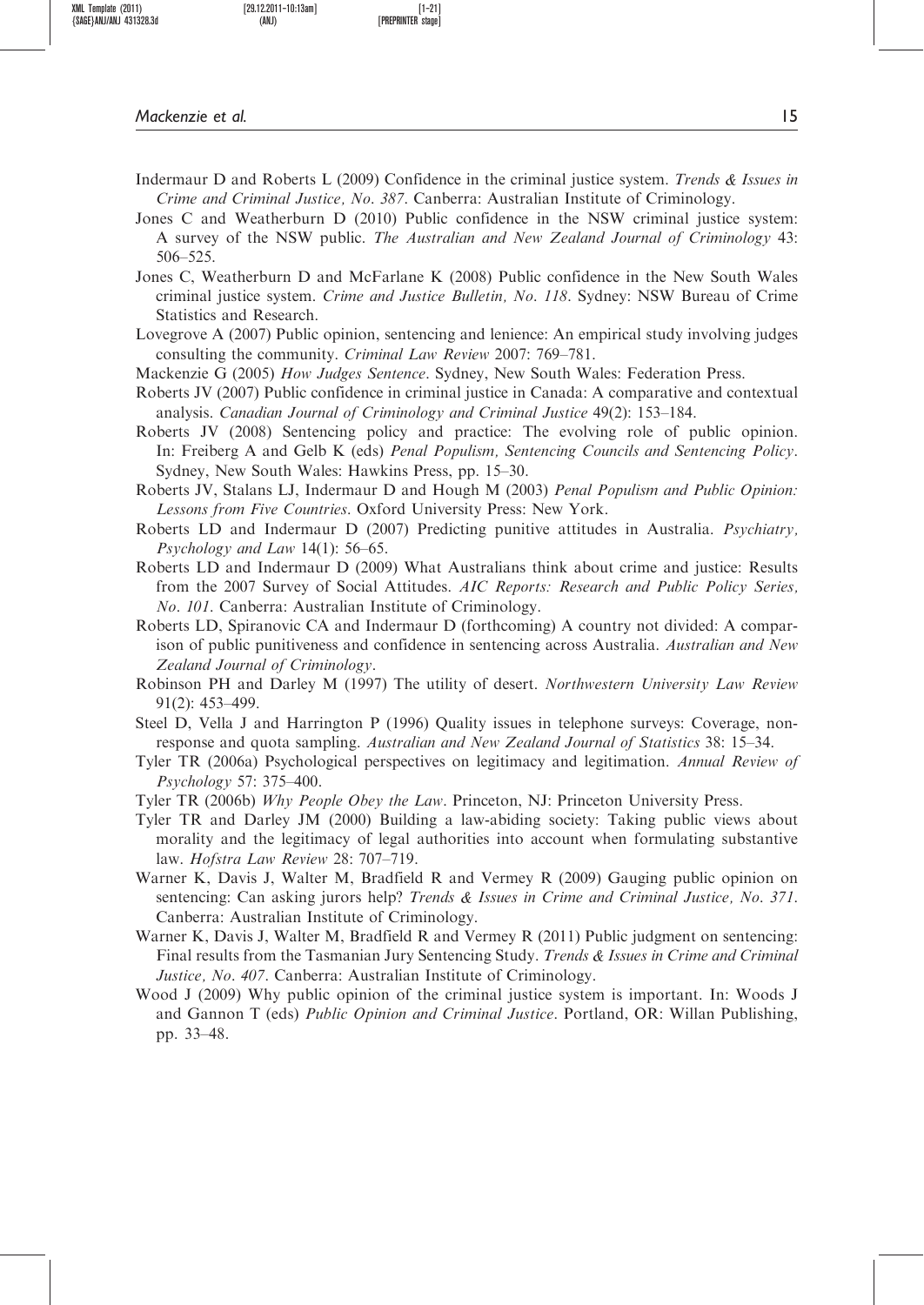Indermaur D and Roberts L (2009) Confidence in the criminal justice system. *Trends & Issues in Crime and Criminal Justice, No. 387*. Canberra: Australian Institute of Criminology.

Jones C and Weatherburn D (2010) Public confidence in the NSW criminal justice system: A survey of the NSW public. *The Australian and New Zealand Journal of Criminology* 43: 506–525.

Jones C, Weatherburn D and McFarlane K (2008) Public confidence in the New South Wales criminal justice system. *Crime and Justice Bulletin, No. 118*. Sydney: NSW Bureau of Crime Statistics and Research.

Lovegrove A (2007) Public opinion, sentencing and lenience: An empirical study involving judges consulting the community. *Criminal Law Review* 2007: 769–781.

Mackenzie G (2005) *How Judges Sentence*. Sydney, New South Wales: Federation Press.

Roberts JV (2007) Public confidence in criminal justice in Canada: A comparative and contextual analysis. *Canadian Journal of Criminology and Criminal Justice* 49(2): 153–184.

Roberts JV (2008) Sentencing policy and practice: The evolving role of public opinion. In: Freiberg A and Gelb K (eds) *Penal Populism, Sentencing Councils and Sentencing Policy*. Sydney, New South Wales: Hawkins Press, pp. 15–30.

Roberts JV, Stalans LJ, Indermaur D and Hough M (2003) *Penal Populism and Public Opinion: Lessons from Five Countries*. Oxford University Press: New York.

Roberts LD and Indermaur D (2007) Predicting punitive attitudes in Australia. *Psychiatry, Psychology and Law* 14(1): 56–65.

Roberts LD and Indermaur D (2009) What Australians think about crime and justice: Results from the 2007 Survey of Social Attitudes. *AIC Reports: Research and Public Policy Series, No. 101*. Canberra: Australian Institute of Criminology.

Roberts LD, Spiranovic CA and Indermaur D (forthcoming) A country not divided: A comparison of public punitiveness and confidence in sentencing across Australia. *Australian and New Zealand Journal of Criminology*.

Robinson PH and Darley M (1997) The utility of desert. *Northwestern University Law Review* 91(2): 453–499.

Steel D, Vella J and Harrington P (1996) Quality issues in telephone surveys: Coverage, non-response and quota sampling. *Australian and New Zealand Journal of Statistics* 38: 15–34.

Tyler TR (2006a) Psychological perspectives on legitimacy and legitimation. *Annual Review of Psychology* 57: 375–400.

Tyler TR (2006b) *Why People Obey the Law*. Princeton, NJ: Princeton University Press.

Tyler TR and Darley JM (2000) Building a law-abiding society: Taking public views about morality and the legitimacy of legal authorities into account when formulating substantive law. *Hofstra Law Review* 28: 707–719.

Warner K, Davis J, Walter M, Bradfield R and Vermey R (2009) Gauging public opinion on sentencing: Can asking jurors help? *Trends & Issues in Crime and Criminal Justice, No. 371*. Canberra: Australian Institute of Criminology.

Warner K, Davis J, Walter M, Bradfield R and Vermey R (2011) Public judgment on sentencing: Final results from the Tasmanian Jury Sentencing Study. *Trends & Issues in Crime and Criminal Justice, No. 407*. Canberra: Australian Institute of Criminology.

Wood J (2009) Why public opinion of the criminal justice system is important. In: Woods J and Gannon T (eds) *Public Opinion and Criminal Justice*. Portland, OR: Willan Publishing, pp. 33–48.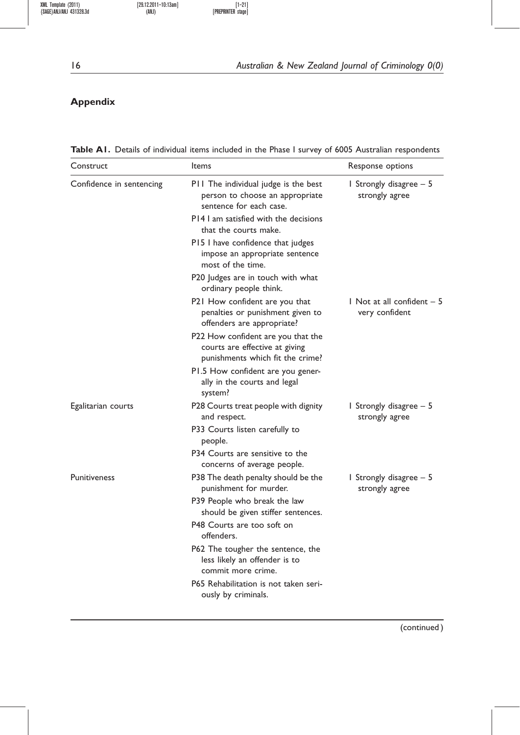## Appendix

**Table A1.** Details of individual items included in the Phase I survey of 6005 Australian respondents

| Construct | Items | Response options |
| --- | --- | --- |
| Confidence in sentencing | P11 The individual judge is the best person to choose an appropriate sentence for each case. | 1 Strongly disagree – 5 strongly agree |
| | P14 I am satisfied with the decisions that the courts make. | |
| | P15 I have confidence that judges impose an appropriate sentence most of the time. | |
| | P20 Judges are in touch with what ordinary people think. | |
| | P21 How confident are you that penalties or punishment given to offenders are appropriate? | 1 Not at all confident – 5 very confident |
| | P22 How confident are you that the courts are effective at giving punishments which fit the crime? | |
| | P1.5 How confident are you generally in the courts and legal system? | |
| Egalitarian courts | P28 Courts treat people with dignity and respect. | 1 Strongly disagree – 5 strongly agree |
| | P33 Courts listen carefully to people. | |
| | P34 Courts are sensitive to the concerns of average people. | |
| Punitiveness | P38 The death penalty should be the punishment for murder. | 1 Strongly disagree – 5 strongly agree |
| | P39 People who break the law should be given stiffer sentences. | |
| | P48 Courts are too soft on offenders. | |
| | P62 The tougher the sentence, the less likely an offender is to commit more crime. | |
| | P65 Rehabilitation is not taken seriously by criminals. | |

(continued)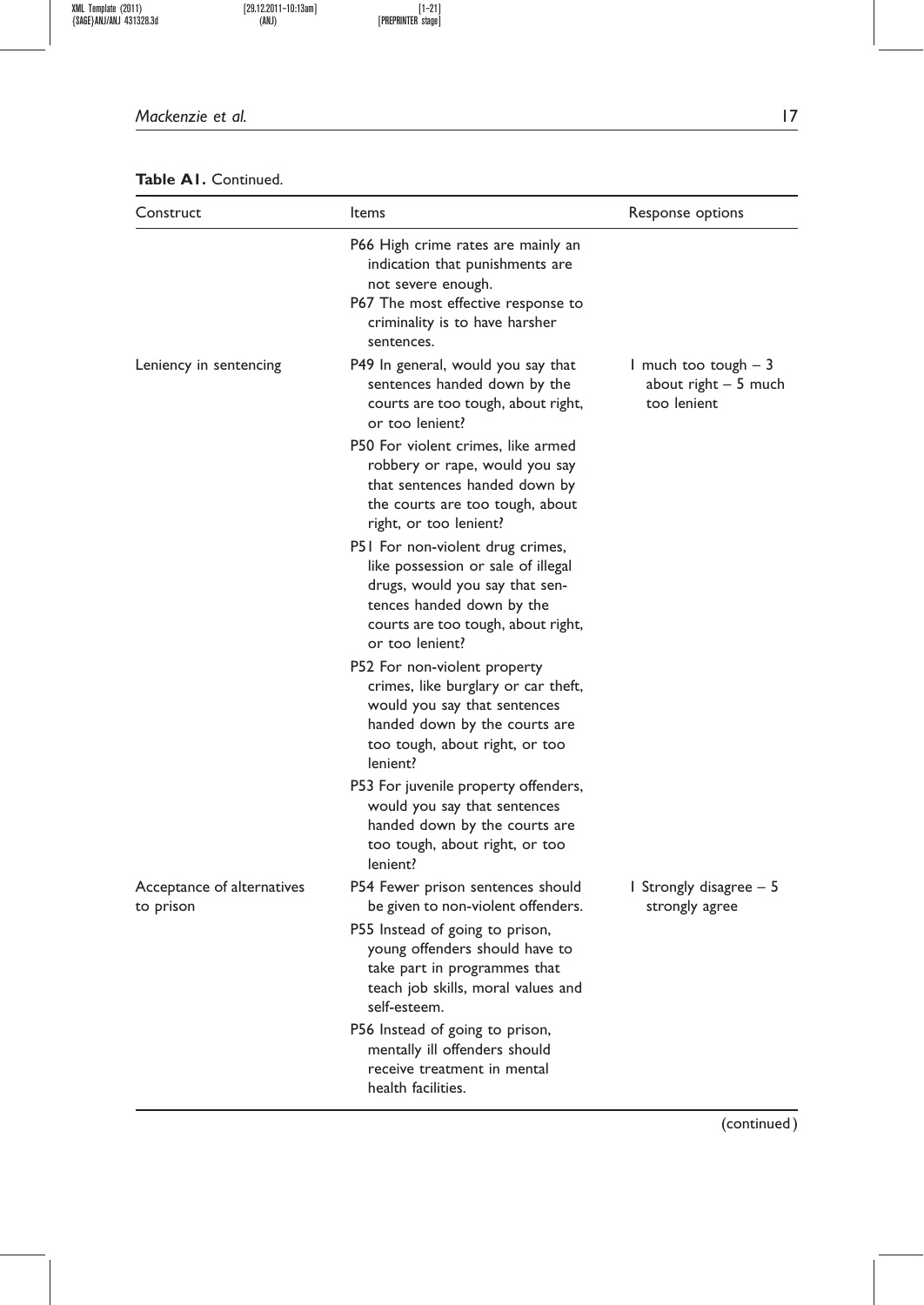**Table A1.** Continued.

| Construct | Items | Response options |
|---|---|---|
| | P66 High crime rates are mainly an indication that punishments are not severe enough.<br>P67 The most effective response to criminality is to have harsher sentences. | |
| Leniency in sentencing | P49 In general, would you say that sentences handed down by the courts are too tough, about right, or too lenient? | 1 much too tough – 3 about right – 5 much too lenient |
| | P50 For violent crimes, like armed robbery or rape, would you say that sentences handed down by the courts are too tough, about right, or too lenient? | |
| | P51 For non-violent drug crimes, like possession or sale of illegal drugs, would you say that sentences handed down by the courts are too tough, about right, or too lenient? | |
| | P52 For non-violent property crimes, like burglary or car theft, would you say that sentences handed down by the courts are too tough, about right, or too lenient? | |
| | P53 For juvenile property offenders, would you say that sentences handed down by the courts are too tough, about right, or too lenient? | |
| Acceptance of alternatives to prison | P54 Fewer prison sentences should be given to non-violent offenders. | 1 Strongly disagree – 5 strongly agree |
| | P55 Instead of going to prison, young offenders should have to take part in programmes that teach job skills, moral values and self-esteem. | |
| | P56 Instead of going to prison, mentally ill offenders should receive treatment in mental health facilities. | |

(continued)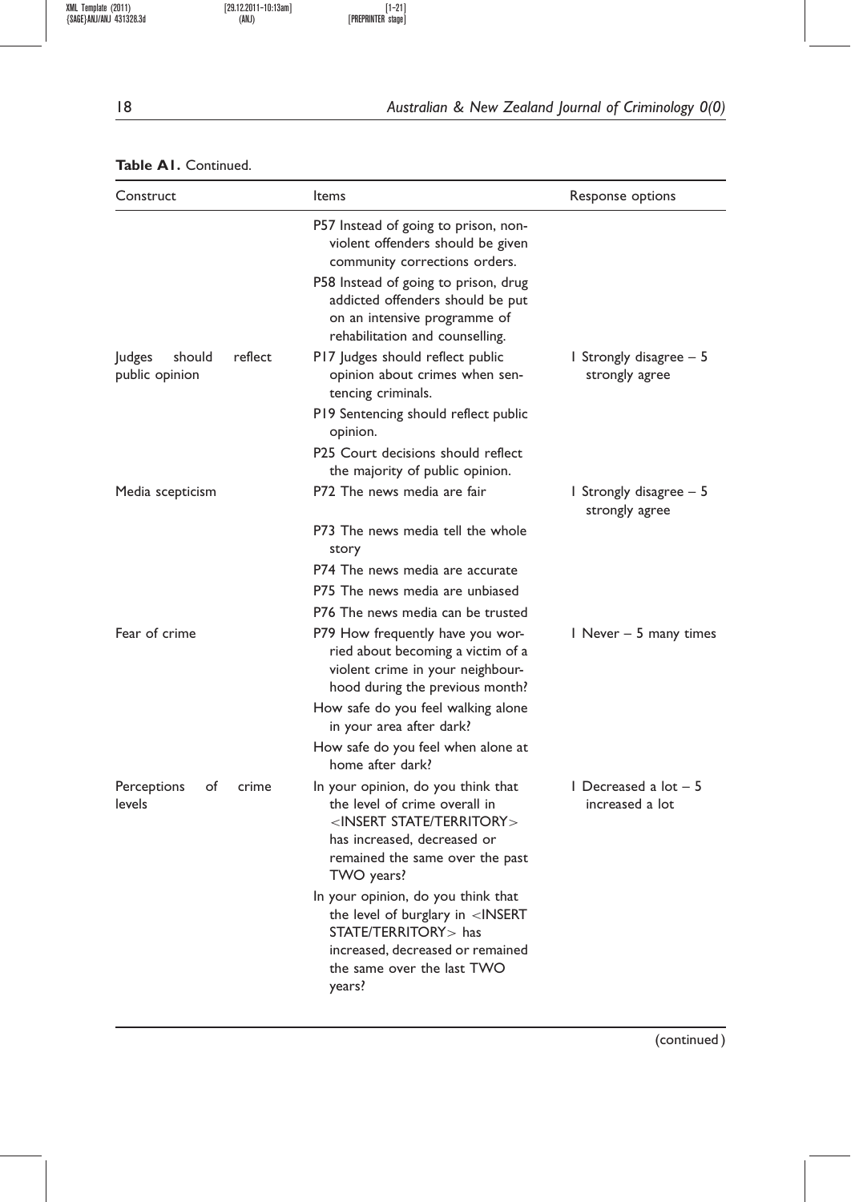**Table A1.** Continued.

| Construct | Items | Response options |
|---|---|---|
| | P57 Instead of going to prison, non-violent offenders should be given community corrections orders. | |
| | P58 Instead of going to prison, drug addicted offenders should be put on an intensive programme of rehabilitation and counselling. | |
| Judges should reflect public opinion | P17 Judges should reflect public opinion about crimes when sentencing criminals. | 1 Strongly disagree – 5 strongly agree |
| | P19 Sentencing should reflect public opinion. | |
| | P25 Court decisions should reflect the majority of public opinion. | |
| Media scepticism | P72 The news media are fair | 1 Strongly disagree – 5 strongly agree |
| | P73 The news media tell the whole story | |
| | P74 The news media are accurate | |
| | P75 The news media are unbiased | |
| | P76 The news media can be trusted | |
| Fear of crime | P79 How frequently have you worried about becoming a victim of a violent crime in your neighbourhood during the previous month? | 1 Never – 5 many times |
| | How safe do you feel walking alone in your area after dark? | |
| | How safe do you feel when alone at home after dark? | |
| Perceptions of crime levels | In your opinion, do you think that the level of crime overall in <INSERT STATE/TERRITORY> has increased, decreased or remained the same over the past TWO years? | 1 Decreased a lot – 5 increased a lot |
| | In your opinion, do you think that the level of burglary in <INSERT STATE/TERRITORY> has increased, decreased or remained the same over the last TWO years? | |

(continued)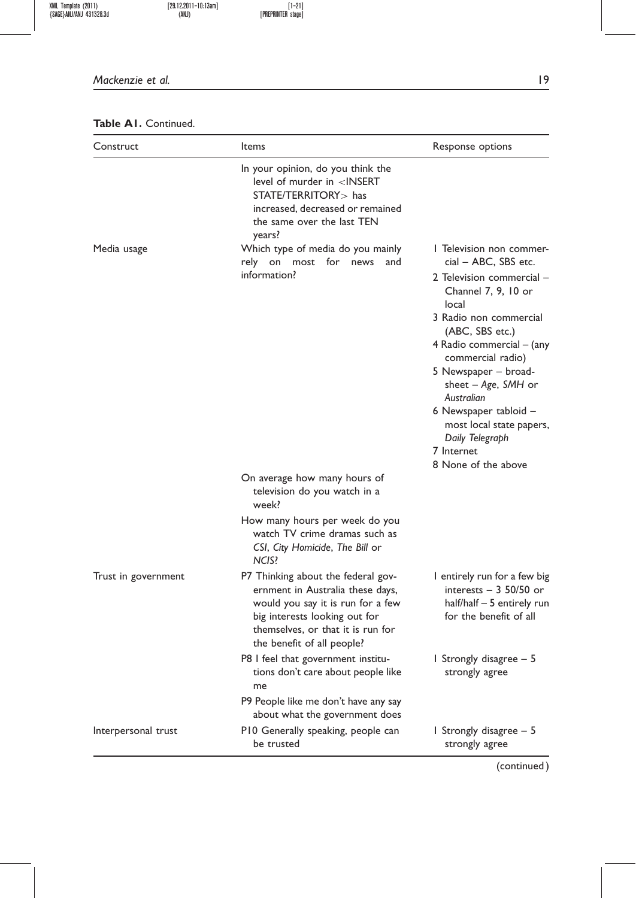**Table A1.** Continued.

| Construct | Items | Response options |
| --- | --- | --- |
| | In your opinion, do you think the level of murder in <INSERT STATE/TERRITORY> has increased, decreased or remained the same over the last TEN years? | |
| Media usage | Which type of media do you mainly rely on most for news and information? | 1 Television non commercial – ABC, SBS etc.<br>2 Television commercial – Channel 7, 9, 10 or local<br>3 Radio non commercial (ABC, SBS etc.)<br>4 Radio commercial – (any commercial radio)<br>5 Newspaper – broadsheet – *Age*, *SMH* or *Australian*<br>6 Newspaper tabloid – most local state papers, *Daily Telegraph*<br>7 Internet<br>8 None of the above |
| | On average how many hours of television do you watch in a week? | |
| | How many hours per week do you watch TV crime dramas such as *CSI*, *City Homicide*, *The Bill* or *NCIS*? | |
| Trust in government | P7 Thinking about the federal government in Australia these days, would you say it is run for a few big interests looking out for themselves, or that it is run for the benefit of all people? | 1 entirely run for a few big interests – 3 50/50 or half/half – 5 entirely run for the benefit of all |
| | P8 I feel that government institutions don't care about people like me | 1 Strongly disagree – 5 strongly agree |
| | P9 People like me don't have any say about what the government does | |
| Interpersonal trust | P10 Generally speaking, people can be trusted | 1 Strongly disagree – 5 strongly agree |

(continued)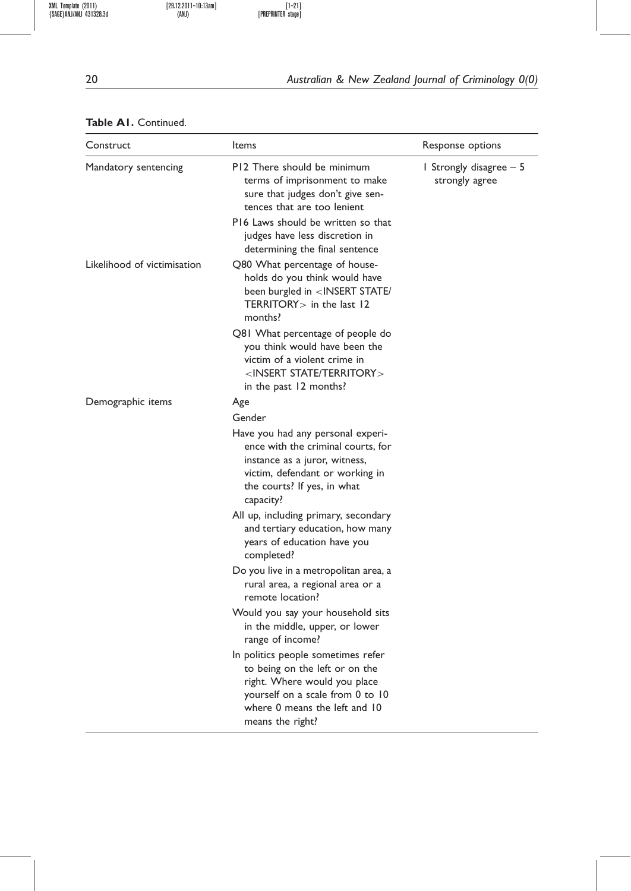**Table A1.** Continued.

| Construct | Items | Response options |
|---|---|---|
| Mandatory sentencing | P12 There should be minimum terms of imprisonment to make sure that judges don't give sentences that are too lenient | 1 Strongly disagree – 5 strongly agree |
| | P16 Laws should be written so that judges have less discretion in determining the final sentence | |
| Likelihood of victimisation | Q80 What percentage of households do you think would have been burgled in <INSERT STATE/TERRITORY> in the last 12 months? | |
| | Q81 What percentage of people do you think would have been the victim of a violent crime in <INSERT STATE/TERRITORY> in the past 12 months? | |
| Demographic items | Age | |
| | Gender | |
| | Have you had any personal experience with the criminal courts, for instance as a juror, witness, victim, defendant or working in the courts? If yes, in what capacity? | |
| | All up, including primary, secondary and tertiary education, how many years of education have you completed? | |
| | Do you live in a metropolitan area, a rural area, a regional area or a remote location? | |
| | Would you say your household sits in the middle, upper, or lower range of income? | |
| | In politics people sometimes refer to being on the left or on the right. Where would you place yourself on a scale from 0 to 10 where 0 means the left and 10 means the right? | |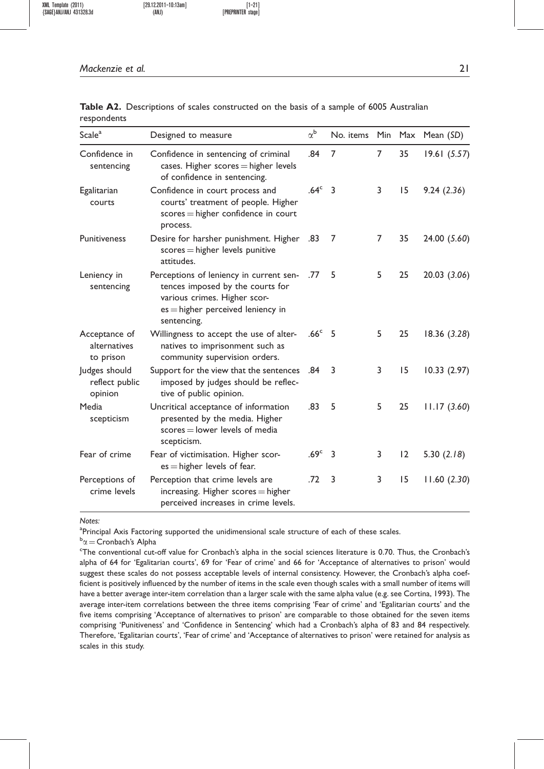**Table A2.** Descriptions of scales constructed on the basis of a sample of 6005 Australian respondents

| Scale[a] | Designed to measure | $\alpha$[b] | No. items | Min | Max | Mean (*SD*) |
|---|---|---|---|---|---|---|
| Confidence in sentencing | Confidence in sentencing of criminal cases. Higher scores = higher levels of confidence in sentencing. | .84 | 7 | 7 | 35 | 19.61 (*5.57*) |
| Egalitarian courts | Confidence in court process and courts' treatment of people. Higher scores = higher confidence in court process. | .64[c] | 3 | 3 | 15 | 9.24 (*2.36*) |
| Punitiveness | Desire for harsher punishment. Higher scores = higher levels punitive attitudes. | .83 | 7 | 7 | 35 | 24.00 (*5.60*) |
| Leniency in sentencing | Perceptions of leniency in current sentences imposed by the courts for various crimes. Higher scores = higher perceived leniency in sentencing. | .77 | 5 | 5 | 25 | 20.03 (*3.06*) |
| Acceptance of alternatives to prison | Willingness to accept the use of alternatives to imprisonment such as community supervision orders. | .66[c] | 5 | 5 | 25 | 18.36 (*3.28*) |
| Judges should reflect public opinion | Support for the view that the sentences imposed by judges should be reflective of public opinion. | .84 | 3 | 3 | 15 | 10.33 (2.97) |
| Media scepticism | Uncritical acceptance of information presented by the media. Higher scores = lower levels of media scepticism. | .83 | 5 | 5 | 25 | 11.17 (*3.60*) |
| Fear of crime | Fear of victimisation. Higher scores = higher levels of fear. | .69[c] | 3 | 3 | 12 | 5.30 (*2.18*) |
| Perceptions of crime levels | Perception that crime levels are increasing. Higher scores = higher perceived increases in crime levels. | .72 | 3 | 3 | 15 | 11.60 (*2.30*) |

*Notes:*

[a]Principal Axis Factoring supported the unidimensional scale structure of each of these scales.

[b]$\alpha$ = Cronbach's Alpha

[c]The conventional cut-off value for Cronbach's alpha in the social sciences literature is 0.70. Thus, the Cronbach's alpha of 64 for 'Egalitarian courts', 69 for 'Fear of crime' and 66 for 'Acceptance of alternatives to prison' would suggest these scales do not possess acceptable levels of internal consistency. However, the Cronbach's alpha coefficient is positively influenced by the number of items in the scale even though scales with a small number of items will have a better average inter-item correlation than a larger scale with the same alpha value (e.g. see Cortina, 1993). The average inter-item correlations between the three items comprising 'Fear of crime' and 'Egalitarian courts' and the five items comprising 'Acceptance of alternatives to prison' are comparable to those obtained for the seven items comprising 'Punitiveness' and 'Confidence in Sentencing' which had a Cronbach's alpha of 83 and 84 respectively. Therefore, 'Egalitarian courts', 'Fear of crime' and 'Acceptance of alternatives to prison' were retained for analysis as scales in this study.